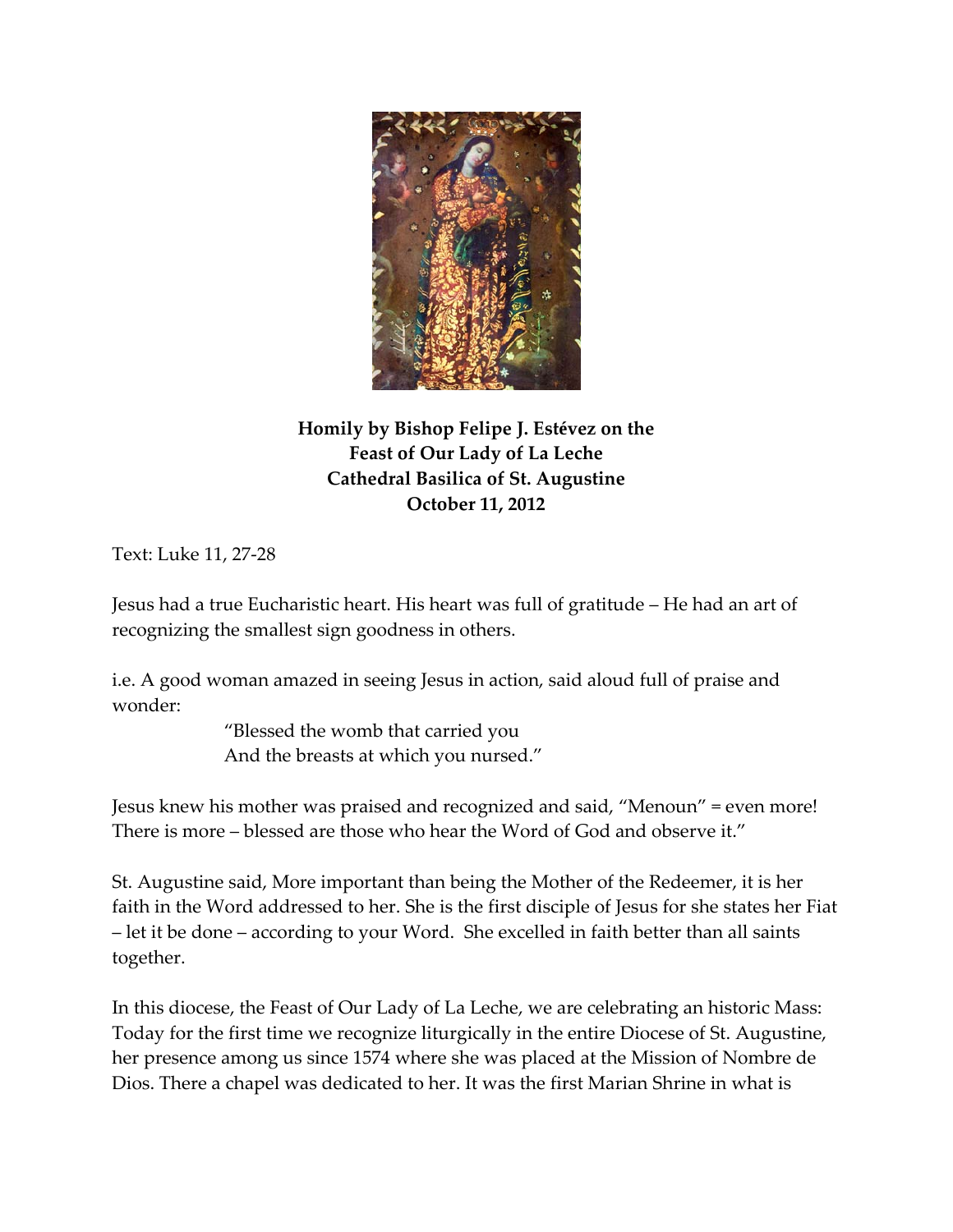**Homily by Bishop Felipe J. Estévez on the Feast of Our Lady of La Leche Cathedral Basilica of St. Augustine October 11, 2012**

Text: Luke 11, 27-28

Jesus had a true Eucharistic heart. His heart was full of gratitude – He had an art of recognizing the smallest sign goodness in others.

i.e. A good woman amazed in seeing Jesus in action, said aloud full of praise and wonder:

> "Blessed the womb that carried you
> And the breasts at which you nursed."

Jesus knew his mother was praised and recognized and said, "Menoun" = even more! There is more – blessed are those who hear the Word of God and observe it."

St. Augustine said, More important than being the Mother of the Redeemer, it is her faith in the Word addressed to her. She is the first disciple of Jesus for she states her Fiat – let it be done – according to your Word. She excelled in faith better than all saints together.

In this diocese, the Feast of Our Lady of La Leche, we are celebrating an historic Mass: Today for the first time we recognize liturgically in the entire Diocese of St. Augustine, her presence among us since 1574 where she was placed at the Mission of Nombre de Dios. There a chapel was dedicated to her. It was the first Marian Shrine in what is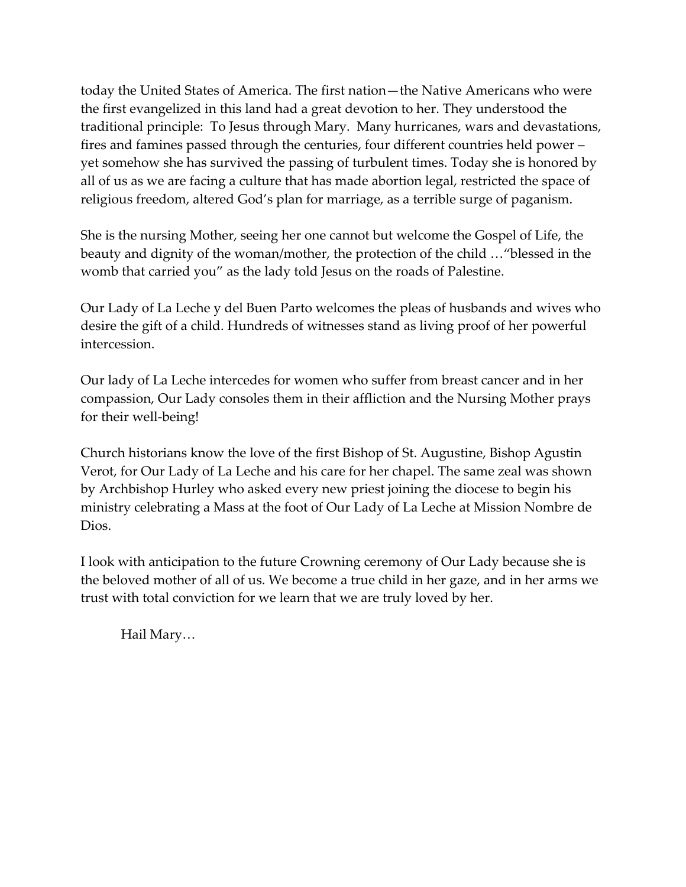today the United States of America. The first nation—the Native Americans who were the first evangelized in this land had a great devotion to her. They understood the traditional principle: To Jesus through Mary. Many hurricanes, wars and devastations, fires and famines passed through the centuries, four different countries held power – yet somehow she has survived the passing of turbulent times. Today she is honored by all of us as we are facing a culture that has made abortion legal, restricted the space of religious freedom, altered God's plan for marriage, as a terrible surge of paganism.

She is the nursing Mother, seeing her one cannot but welcome the Gospel of Life, the beauty and dignity of the woman/mother, the protection of the child …"blessed in the womb that carried you" as the lady told Jesus on the roads of Palestine.

Our Lady of La Leche y del Buen Parto welcomes the pleas of husbands and wives who desire the gift of a child. Hundreds of witnesses stand as living proof of her powerful intercession.

Our lady of La Leche intercedes for women who suffer from breast cancer and in her compassion, Our Lady consoles them in their affliction and the Nursing Mother prays for their well-being!

Church historians know the love of the first Bishop of St. Augustine, Bishop Agustin Verot, for Our Lady of La Leche and his care for her chapel. The same zeal was shown by Archbishop Hurley who asked every new priest joining the diocese to begin his ministry celebrating a Mass at the foot of Our Lady of La Leche at Mission Nombre de Dios.

I look with anticipation to the future Crowning ceremony of Our Lady because she is the beloved mother of all of us. We become a true child in her gaze, and in her arms we trust with total conviction for we learn that we are truly loved by her.

Hail Mary…